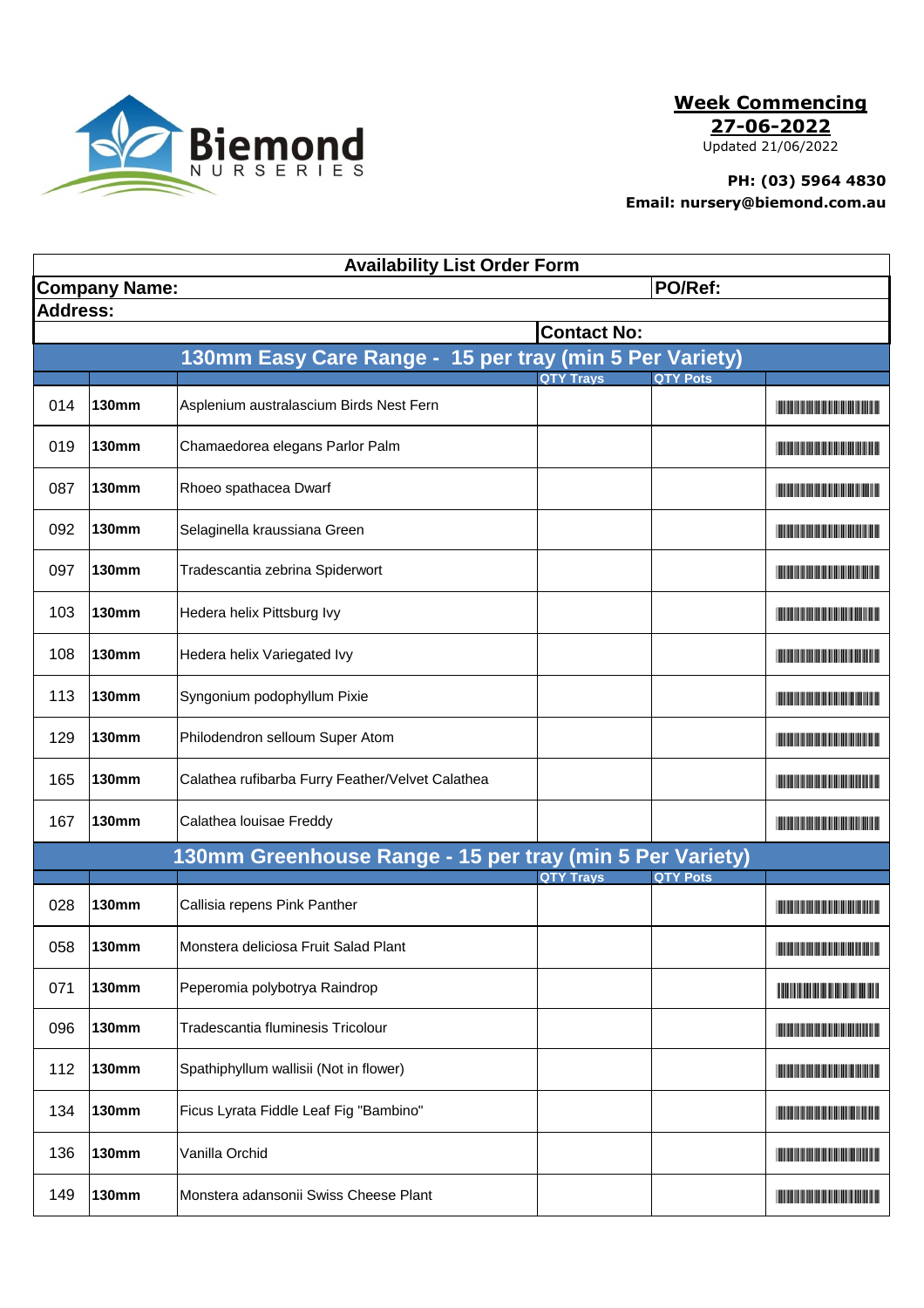Biemond NURSERIES

**Week Commencing**
**27-06-2022**
Updated 21/06/2022

**PH: (03) 5964 4830**
**Email: nursery@biemond.com.au**

## Availability List Order Form

| **Company Name:** | | | **PO/Ref:** | |
|---|---|---|---|---|
| **Address:** | | | | |
| | | | **Contact No:** | |

| | | 130mm Easy Care Range - 15 per tray (min 5 Per Variety) | QTY Trays | QTY Pots | |
|---|---|---|---|---|---|
| 014 | **130mm** | Asplenium australascium Birds Nest Fern | | | |
| 019 | **130mm** | Chamaedorea elegans Parlor Palm | | | |
| 087 | **130mm** | Rhoeo spathacea Dwarf | | | |
| 092 | **130mm** | Selaginella kraussiana Green | | | |
| 097 | **130mm** | Tradescantia zebrina Spiderwort | | | |
| 103 | **130mm** | Hedera helix Pittsburg Ivy | | | |
| 108 | **130mm** | Hedera helix Variegated Ivy | | | |
| 113 | **130mm** | Syngonium podophyllum Pixie | | | |
| 129 | **130mm** | Philodendron selloum Super Atom | | | |
| 165 | **130mm** | Calathea rufibarba Furry Feather/Velvet Calathea | | | |
| 167 | **130mm** | Calathea louisae Freddy | | | |

| | | 130mm Greenhouse Range - 15 per tray (min 5 Per Variety) | QTY Trays | QTY Pots | |
|---|---|---|---|---|---|
| 028 | **130mm** | Callisia repens Pink Panther | | | |
| 058 | **130mm** | Monstera deliciosa Fruit Salad Plant | | | |
| 071 | **130mm** | Peperomia polybotrya Raindrop | | | |
| 096 | **130mm** | Tradescantia fluminesis Tricolour | | | |
| 112 | **130mm** | Spathiphyllum wallisii (Not in flower) | | | |
| 134 | **130mm** | Ficus Lyrata Fiddle Leaf Fig "Bambino" | | | |
| 136 | **130mm** | Vanilla Orchid | | | |
| 149 | **130mm** | Monstera adansonii Swiss Cheese Plant | | | |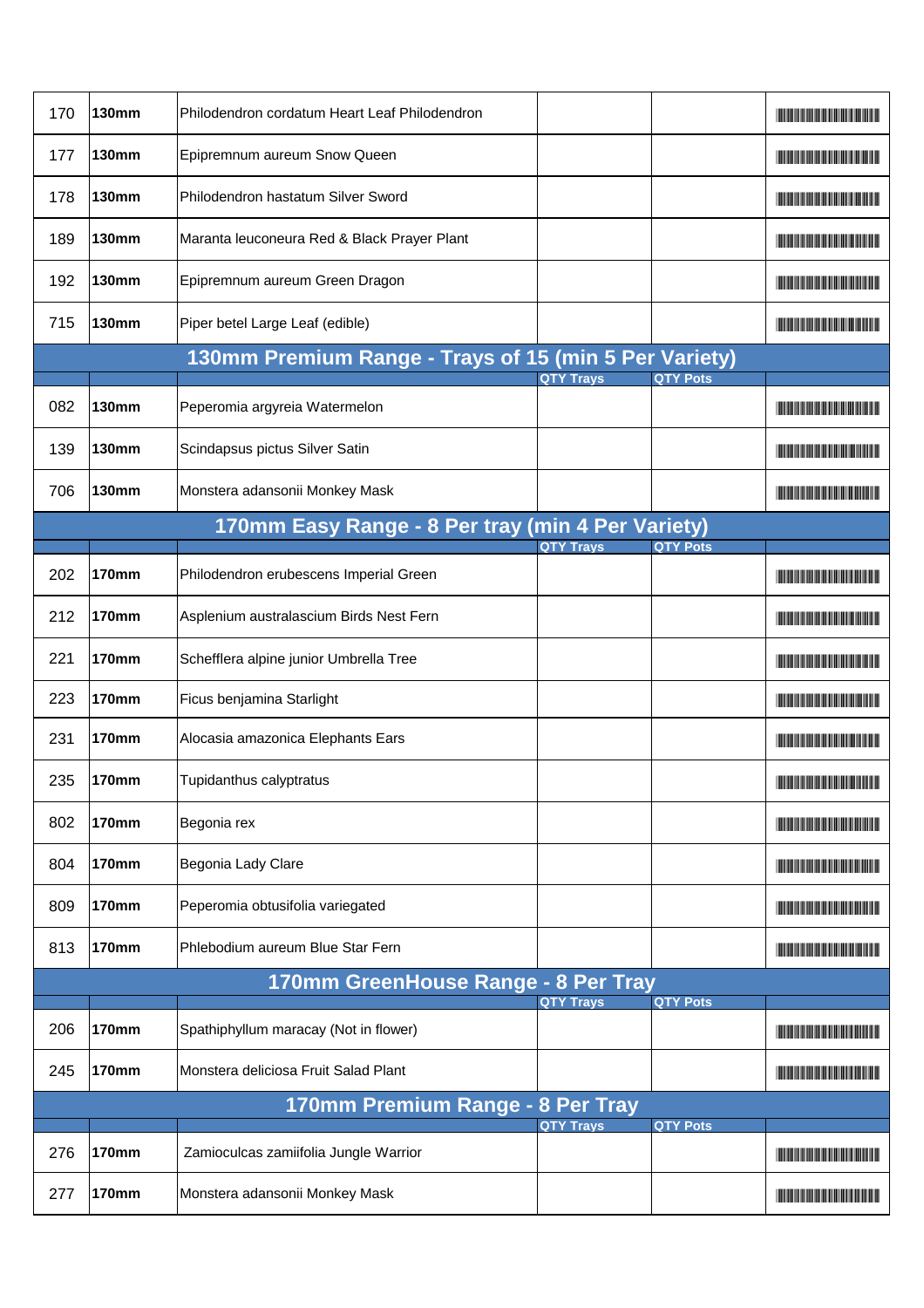| | | | | | |
|---|---|---|---|---|---|
| 170 | **130mm** | Philodendron cordatum Heart Leaf Philodendron | | | |
| 177 | **130mm** | Epipremnum aureum Snow Queen | | | |
| 178 | **130mm** | Philodendron hastatum Silver Sword | | | |
| 189 | **130mm** | Maranta leuconeura Red & Black Prayer Plant | | | |
| 192 | **130mm** | Epipremnum aureum Green Dragon | | | |
| 715 | **130mm** | Piper betel Large Leaf (edible) | | | |
| **130mm Premium Range - Trays of 15 (min 5 Per Variety)** | | | | | |
| | | | **QTY Trays** | **QTY Pots** | |
| 082 | **130mm** | Peperomia argyreia Watermelon | | | |
| 139 | **130mm** | Scindapsus pictus Silver Satin | | | |
| 706 | **130mm** | Monstera adansonii Monkey Mask | | | |
| **170mm Easy Range - 8 Per tray (min 4 Per Variety)** | | | | | |
| | | | **QTY Trays** | **QTY Pots** | |
| 202 | **170mm** | Philodendron erubescens Imperial Green | | | |
| 212 | **170mm** | Asplenium australascium Birds Nest Fern | | | |
| 221 | **170mm** | Schefflera alpine junior Umbrella Tree | | | |
| 223 | **170mm** | Ficus benjamina Starlight | | | |
| 231 | **170mm** | Alocasia amazonica Elephants Ears | | | |
| 235 | **170mm** | Tupidanthus calyptratus | | | |
| 802 | **170mm** | Begonia rex | | | |
| 804 | **170mm** | Begonia Lady Clare | | | |
| 809 | **170mm** | Peperomia obtusifolia variegated | | | |
| 813 | **170mm** | Phlebodium aureum Blue Star Fern | | | |
| **170mm GreenHouse Range - 8 Per Tray** | | | | | |
| | | | **QTY Trays** | **QTY Pots** | |
| 206 | **170mm** | Spathiphyllum maracay (Not in flower) | | | |
| 245 | **170mm** | Monstera deliciosa Fruit Salad Plant | | | |
| **170mm Premium Range - 8 Per Tray** | | | | | |
| | | | **QTY Trays** | **QTY Pots** | |
| 276 | **170mm** | Zamioculcas zamiifolia Jungle Warrior | | | |
| 277 | **170mm** | Monstera adansonii Monkey Mask | | | |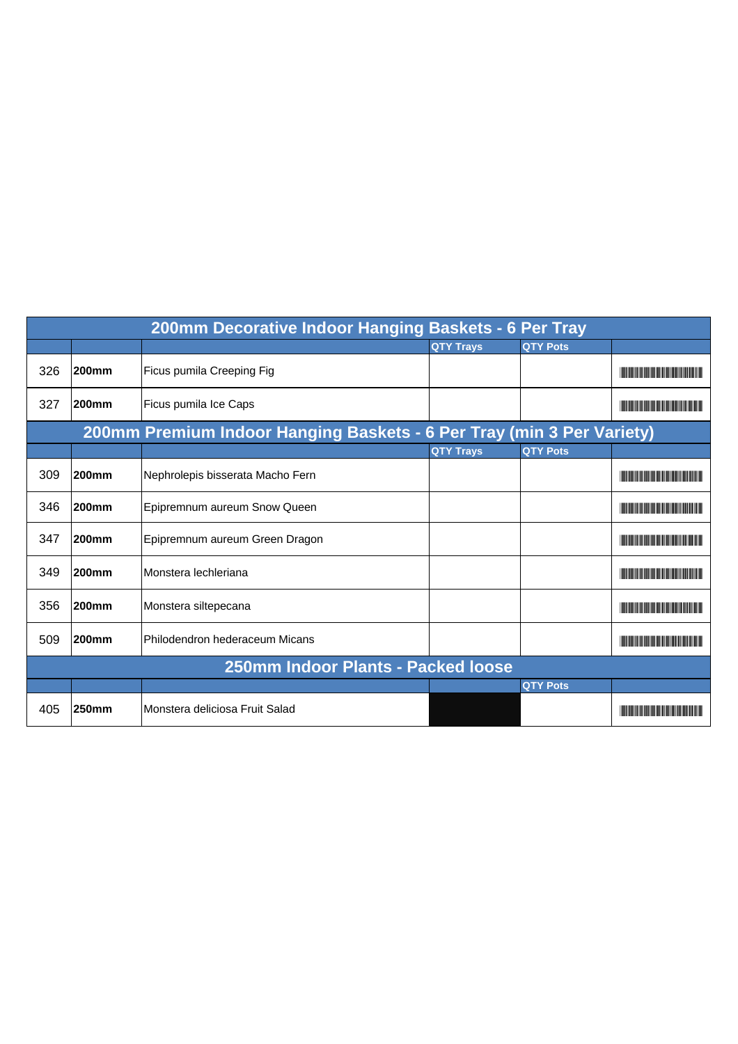| 200mm Decorative Indoor Hanging Baskets - 6 Per Tray | | | | | |
|---|---|---|---|---|---|
| | | | QTY Trays | QTY Pots | |
| 326 | 200mm | Ficus pumila Creeping Fig | | | |
| 327 | 200mm | Ficus pumila Ice Caps | | | |
| **200mm Premium Indoor Hanging Baskets - 6 Per Tray (min 3 Per Variety)** | | | | | |
| | | | QTY Trays | QTY Pots | |
| 309 | 200mm | Nephrolepis bisserata Macho Fern | | | |
| 346 | 200mm | Epipremnum aureum Snow Queen | | | |
| 347 | 200mm | Epipremnum aureum Green Dragon | | | |
| 349 | 200mm | Monstera lechleriana | | | |
| 356 | 200mm | Monstera siltepecana | | | |
| 509 | 200mm | Philodendron hederaceum Micans | | | |
| **250mm Indoor Plants - Packed loose** | | | | | |
| | | | | QTY Pots | |
| 405 | 250mm | Monstera deliciosa Fruit Salad | | | |